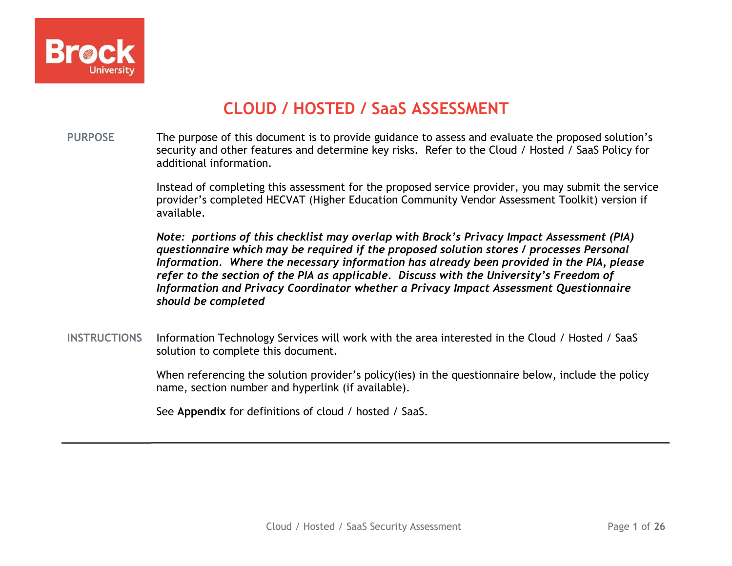# CLOUD / HOSTED / SaaS ASSESSMENT

**PURPOSE**

The purpose of this document is to provide guidance to assess and evaluate the proposed solution's security and other features and determine key risks. Refer to the Cloud / Hosted / SaaS Policy for additional information.

Instead of completing this assessment for the proposed service provider, you may submit the service provider's completed HECVAT (Higher Education Community Vendor Assessment Toolkit) version if available.

***Note: portions of this checklist may overlap with Brock's Privacy Impact Assessment (PIA) questionnaire which may be required if the proposed solution stores / processes Personal Information. Where the necessary information has already been provided in the PIA, please refer to the section of the PIA as applicable. Discuss with the University's Freedom of Information and Privacy Coordinator whether a Privacy Impact Assessment Questionnaire should be completed***

**INSTRUCTIONS**

Information Technology Services will work with the area interested in the Cloud / Hosted / SaaS solution to complete this document.

When referencing the solution provider's policy(ies) in the questionnaire below, include the policy name, section number and hyperlink (if available).

See **Appendix** for definitions of cloud / hosted / SaaS.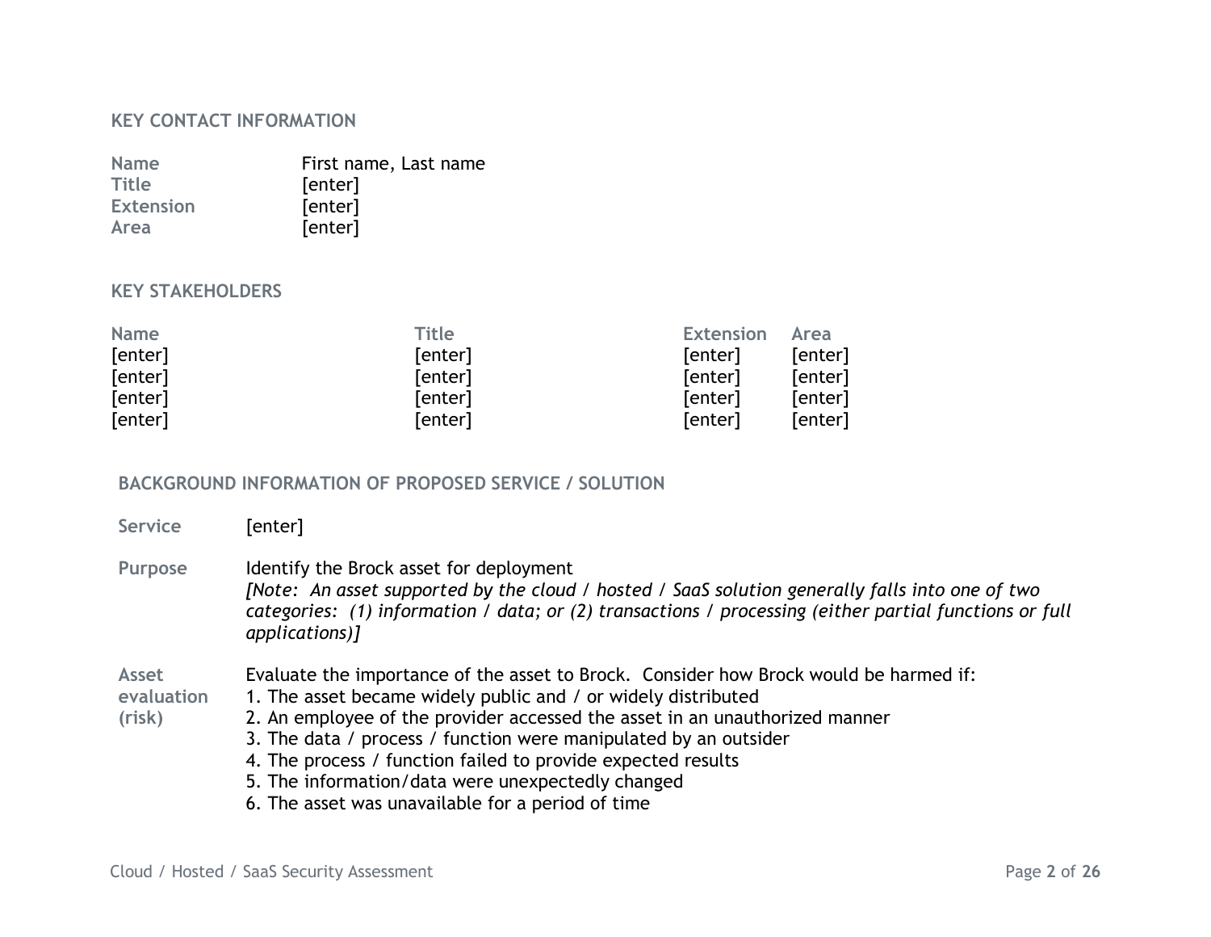## KEY CONTACT INFORMATION

| | |
|---|---|
| **Name** | First name, Last name |
| **Title** | [enter] |
| **Extension** | [enter] |
| **Area** | [enter] |

## KEY STAKEHOLDERS

| Name | Title | Extension | Area |
|---|---|---|---|
| [enter] | [enter] | [enter] | [enter] |
| [enter] | [enter] | [enter] | [enter] |
| [enter] | [enter] | [enter] | [enter] |
| [enter] | [enter] | [enter] | [enter] |

## BACKGROUND INFORMATION OF PROPOSED SERVICE / SOLUTION

**Service**

[enter]

**Purpose**

Identify the Brock asset for deployment

*[Note: An asset supported by the cloud / hosted / SaaS solution generally falls into one of two categories: (1) information / data; or (2) transactions / processing (either partial functions or full applications)]*

**Asset evaluation (risk)**

Evaluate the importance of the asset to Brock. Consider how Brock would be harmed if:

1. The asset became widely public and / or widely distributed
2. An employee of the provider accessed the asset in an unauthorized manner
3. The data / process / function were manipulated by an outsider
4. The process / function failed to provide expected results
5. The information/data were unexpectedly changed
6. The asset was unavailable for a period of time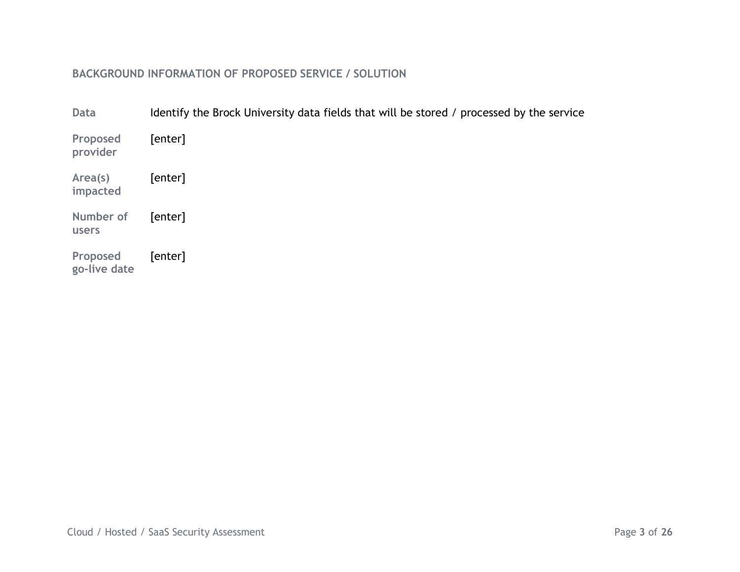## BACKGROUND INFORMATION OF PROPOSED SERVICE / SOLUTION

| | |
|---|---|
| **Data** | Identify the Brock University data fields that will be stored / processed by the service |
| **Proposed provider** | [enter] |
| **Area(s) impacted** | [enter] |
| **Number of users** | [enter] |
| **Proposed go-live date** | [enter] |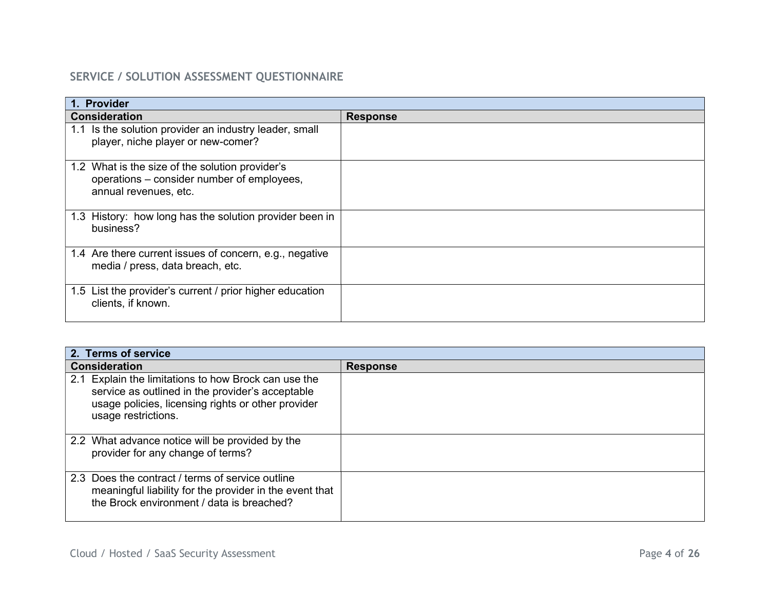## SERVICE / SOLUTION ASSESSMENT QUESTIONNAIRE

| 1. Provider | |
|---|---|
| **Consideration** | **Response** |
| 1.1 Is the solution provider an industry leader, small player, niche player or new-comer? | |
| 1.2 What is the size of the solution provider's operations – consider number of employees, annual revenues, etc. | |
| 1.3 History: how long has the solution provider been in business? | |
| 1.4 Are there current issues of concern, e.g., negative media / press, data breach, etc. | |
| 1.5 List the provider's current / prior higher education clients, if known. | |

| 2. Terms of service | |
|---|---|
| **Consideration** | **Response** |
| 2.1 Explain the limitations to how Brock can use the service as outlined in the provider's acceptable usage policies, licensing rights or other provider usage restrictions. | |
| 2.2 What advance notice will be provided by the provider for any change of terms? | |
| 2.3 Does the contract / terms of service outline meaningful liability for the provider in the event that the Brock environment / data is breached? | |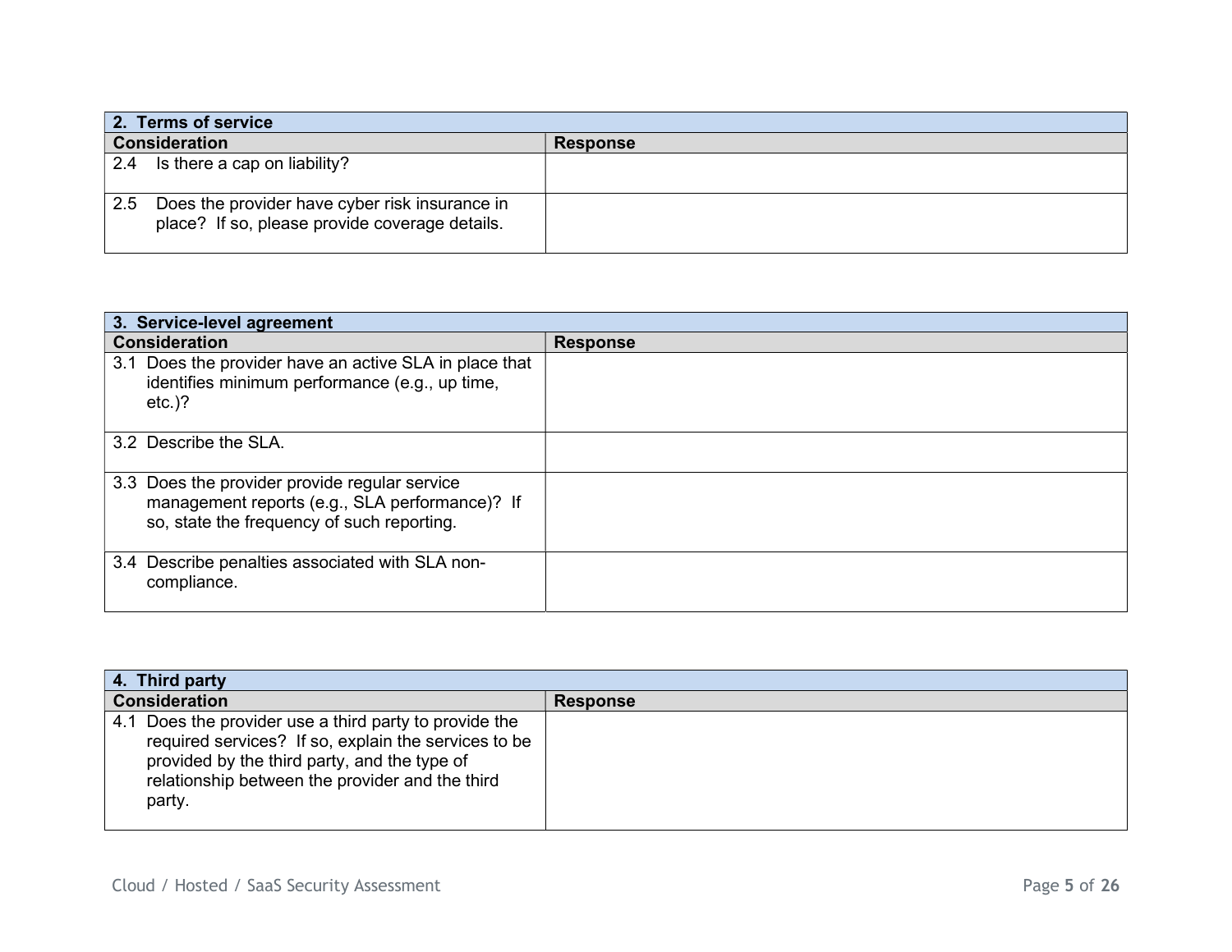| 2. Terms of service | |
|---|---|
| **Consideration** | **Response** |
| 2.4 Is there a cap on liability? | |
| 2.5 Does the provider have cyber risk insurance in place? If so, please provide coverage details. | |

| 3. Service-level agreement | |
|---|---|
| **Consideration** | **Response** |
| 3.1 Does the provider have an active SLA in place that identifies minimum performance (e.g., up time, etc.)? | |
| 3.2 Describe the SLA. | |
| 3.3 Does the provider provide regular service management reports (e.g., SLA performance)? If so, state the frequency of such reporting. | |
| 3.4 Describe penalties associated with SLA non-compliance. | |

| 4. Third party | |
|---|---|
| **Consideration** | **Response** |
| 4.1 Does the provider use a third party to provide the required services? If so, explain the services to be provided by the third party, and the type of relationship between the provider and the third party. | |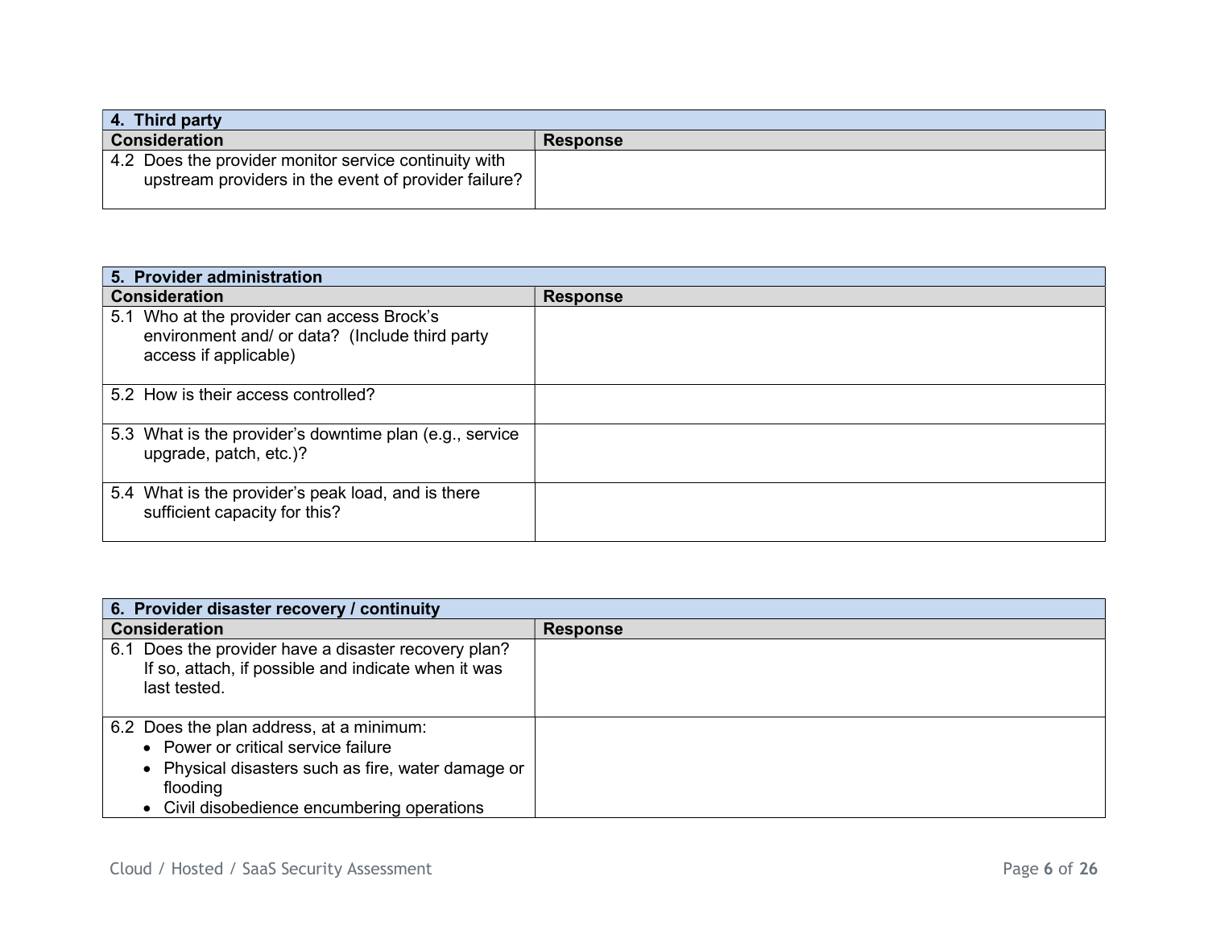| 4. Third party | |
|---|---|
| **Consideration** | **Response** |
| 4.2 Does the provider monitor service continuity with upstream providers in the event of provider failure? | |

| 5. Provider administration | |
|---|---|
| **Consideration** | **Response** |
| 5.1 Who at the provider can access Brock's environment and/ or data? (Include third party access if applicable) | |
| 5.2 How is their access controlled? | |
| 5.3 What is the provider's downtime plan (e.g., service upgrade, patch, etc.)? | |
| 5.4 What is the provider's peak load, and is there sufficient capacity for this? | |

| 6. Provider disaster recovery / continuity | |
|---|---|
| **Consideration** | **Response** |
| 6.1 Does the provider have a disaster recovery plan? If so, attach, if possible and indicate when it was last tested. | |
| 6.2 Does the plan address, at a minimum:<br>• Power or critical service failure<br>• Physical disasters such as fire, water damage or flooding<br>• Civil disobedience encumbering operations | |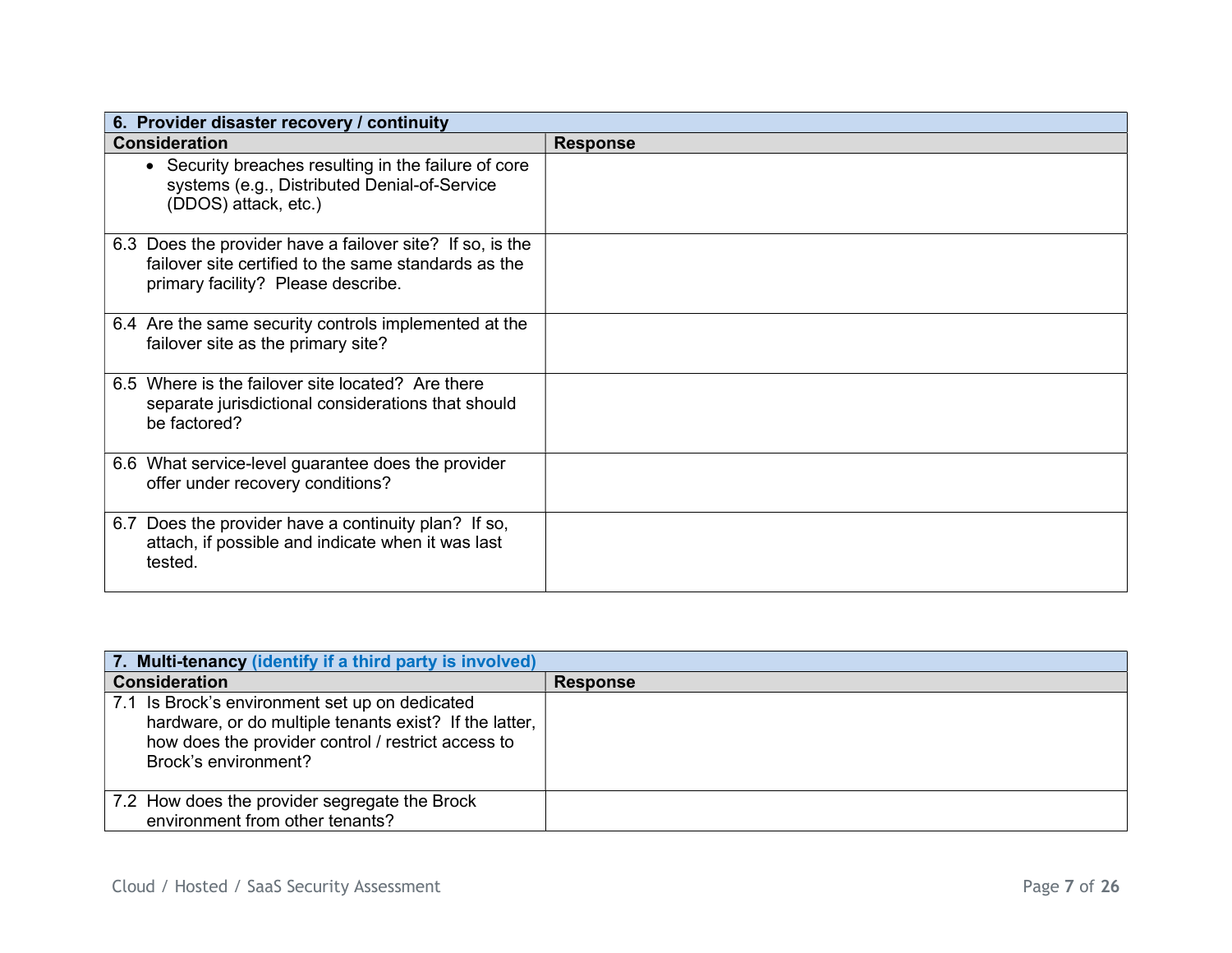| 6. Provider disaster recovery / continuity | |
|---|---|
| **Consideration** | **Response** |
| • Security breaches resulting in the failure of core systems (e.g., Distributed Denial-of-Service (DDOS) attack, etc.) | |
| 6.3 Does the provider have a failover site? If so, is the failover site certified to the same standards as the primary facility? Please describe. | |
| 6.4 Are the same security controls implemented at the failover site as the primary site? | |
| 6.5 Where is the failover site located? Are there separate jurisdictional considerations that should be factored? | |
| 6.6 What service-level guarantee does the provider offer under recovery conditions? | |
| 6.7 Does the provider have a continuity plan? If so, attach, if possible and indicate when it was last tested. | |

| 7. Multi-tenancy (identify if a third party is involved) | |
|---|---|
| **Consideration** | **Response** |
| 7.1 Is Brock's environment set up on dedicated hardware, or do multiple tenants exist? If the latter, how does the provider control / restrict access to Brock's environment? | |
| 7.2 How does the provider segregate the Brock environment from other tenants? | |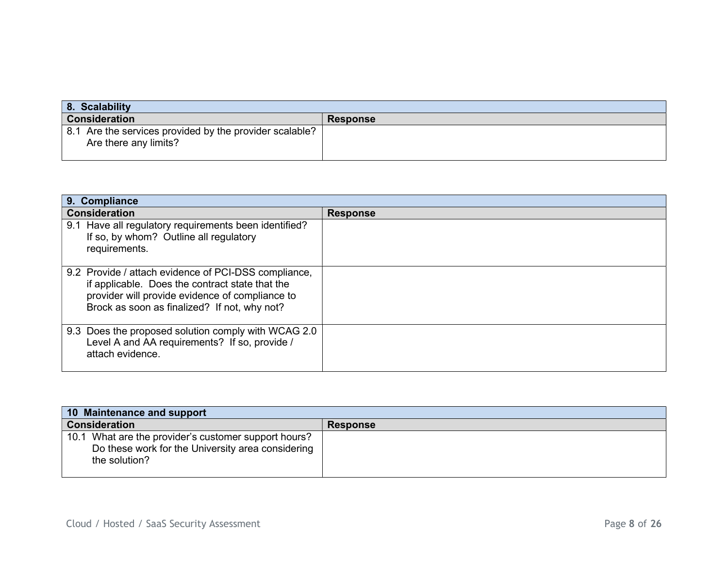| 8. Scalability | |
|---|---|
| **Consideration** | **Response** |
| 8.1 Are the services provided by the provider scalable? Are there any limits? | |

| 9. Compliance | |
|---|---|
| **Consideration** | **Response** |
| 9.1 Have all regulatory requirements been identified? If so, by whom? Outline all regulatory requirements. | |
| 9.2 Provide / attach evidence of PCI-DSS compliance, if applicable. Does the contract state that the provider will provide evidence of compliance to Brock as soon as finalized? If not, why not? | |
| 9.3 Does the proposed solution comply with WCAG 2.0 Level A and AA requirements? If so, provide / attach evidence. | |

| 10 Maintenance and support | |
|---|---|
| **Consideration** | **Response** |
| 10.1 What are the provider's customer support hours? Do these work for the University area considering the solution? | |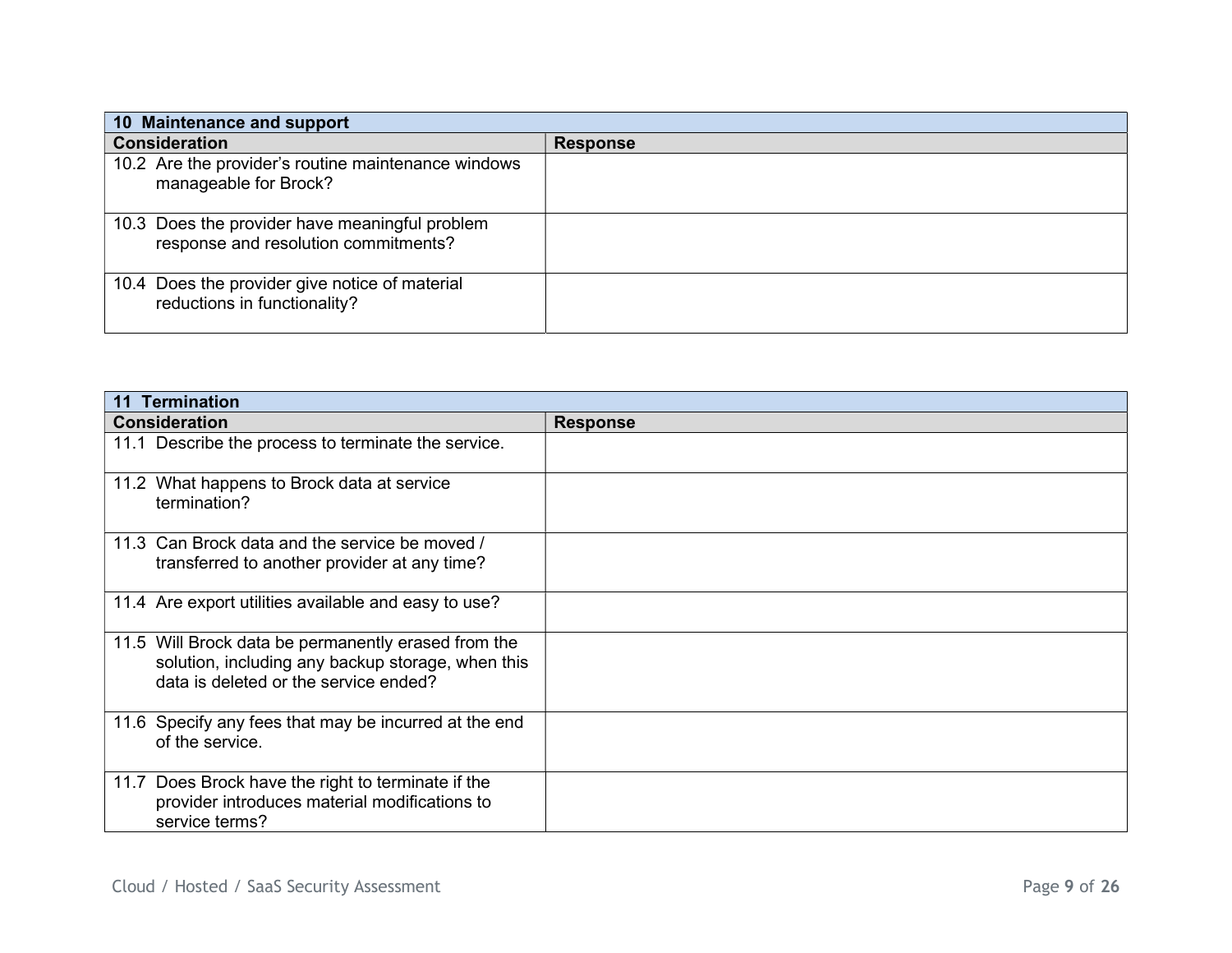| 10 Maintenance and support | |
|---|---|
| **Consideration** | **Response** |
| 10.2 Are the provider's routine maintenance windows manageable for Brock? | |
| 10.3 Does the provider have meaningful problem response and resolution commitments? | |
| 10.4 Does the provider give notice of material reductions in functionality? | |

| 11 Termination | |
|---|---|
| **Consideration** | **Response** |
| 11.1 Describe the process to terminate the service. | |
| 11.2 What happens to Brock data at service termination? | |
| 11.3 Can Brock data and the service be moved / transferred to another provider at any time? | |
| 11.4 Are export utilities available and easy to use? | |
| 11.5 Will Brock data be permanently erased from the solution, including any backup storage, when this data is deleted or the service ended? | |
| 11.6 Specify any fees that may be incurred at the end of the service. | |
| 11.7 Does Brock have the right to terminate if the provider introduces material modifications to service terms? | |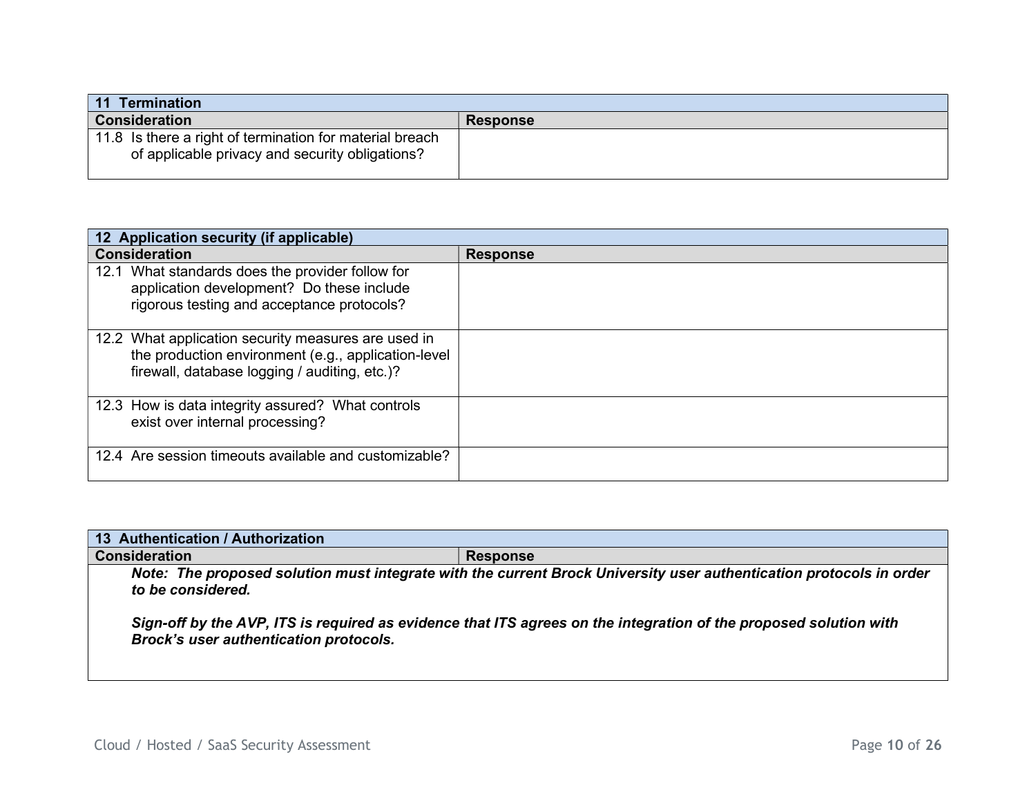| 11 Termination | |
|---|---|
| **Consideration** | **Response** |
| 11.8 Is there a right of termination for material breach of applicable privacy and security obligations? | |

| 12 Application security (if applicable) | |
|---|---|
| **Consideration** | **Response** |
| 12.1 What standards does the provider follow for application development? Do these include rigorous testing and acceptance protocols? | |
| 12.2 What application security measures are used in the production environment (e.g., application-level firewall, database logging / auditing, etc.)? | |
| 12.3 How is data integrity assured? What controls exist over internal processing? | |
| 12.4 Are session timeouts available and customizable? | |

| 13 Authentication / Authorization | |
|---|---|
| **Consideration** | **Response** |
| ***Note: The proposed solution must integrate with the current Brock University user authentication protocols in order to be considered.*** <br><br> ***Sign-off by the AVP, ITS is required as evidence that ITS agrees on the integration of the proposed solution with Brock's user authentication protocols.*** | |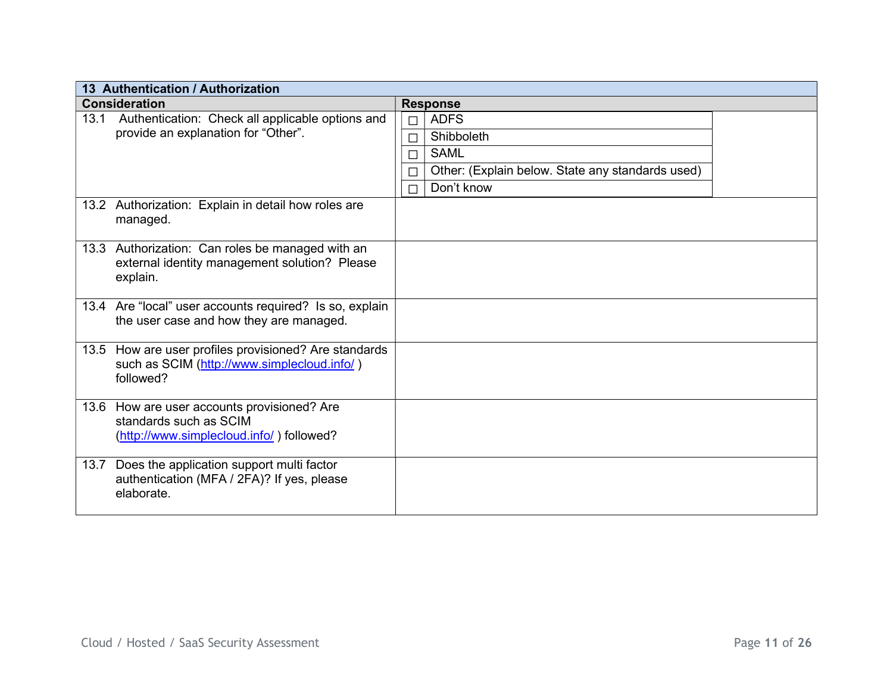| 13 Authentication / Authorization | |
|---|---|
| **Consideration** | **Response** |
| 13.1 Authentication: Check all applicable options and provide an explanation for "Other". | ☐ ADFS<br>☐ Shibboleth<br>☐ SAML<br>☐ Other: (Explain below. State any standards used)<br>☐ Don't know |
| 13.2 Authorization: Explain in detail how roles are managed. | |
| 13.3 Authorization: Can roles be managed with an external identity management solution? Please explain. | |
| 13.4 Are "local" user accounts required? Is so, explain the user case and how they are managed. | |
| 13.5 How are user profiles provisioned? Are standards such as SCIM ([http://www.simplecloud.info/](http://www.simplecloud.info/) ) followed? | |
| 13.6 How are user accounts provisioned? Are standards such as SCIM ([http://www.simplecloud.info/](http://www.simplecloud.info/) ) followed? | |
| 13.7 Does the application support multi factor authentication (MFA / 2FA)? If yes, please elaborate. | |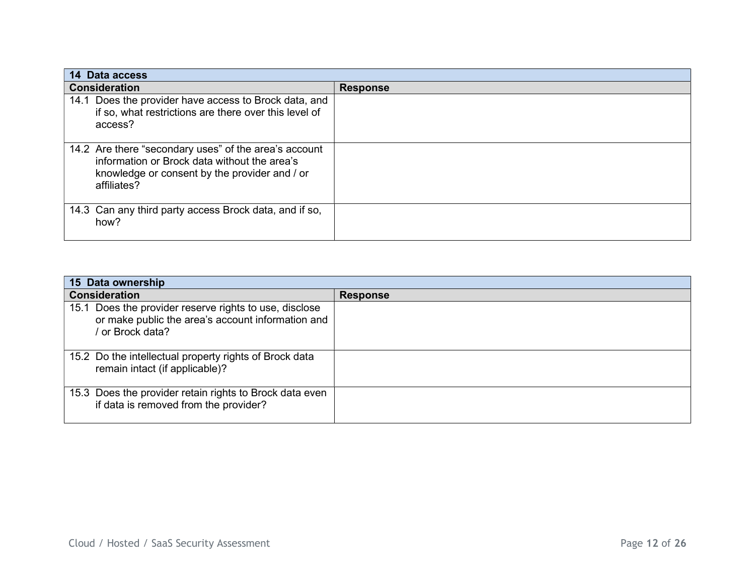| 14 Data access | |
|---|---|
| **Consideration** | **Response** |
| 14.1 Does the provider have access to Brock data, and if so, what restrictions are there over this level of access? | |
| 14.2 Are there “secondary uses” of the area’s account information or Brock data without the area’s knowledge or consent by the provider and / or affiliates? | |
| 14.3 Can any third party access Brock data, and if so, how? | |

| 15 Data ownership | |
|---|---|
| **Consideration** | **Response** |
| 15.1 Does the provider reserve rights to use, disclose or make public the area’s account information and / or Brock data? | |
| 15.2 Do the intellectual property rights of Brock data remain intact (if applicable)? | |
| 15.3 Does the provider retain rights to Brock data even if data is removed from the provider? | |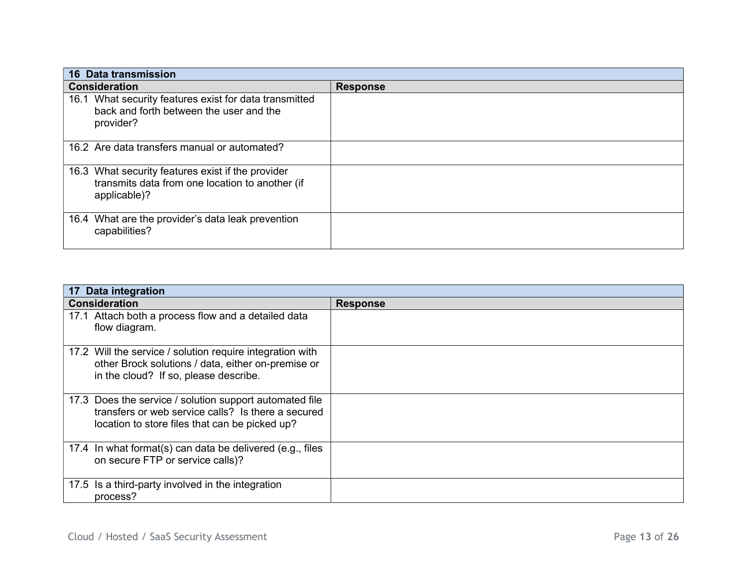| 16 Data transmission | |
|---|---|
| **Consideration** | **Response** |
| 16.1 What security features exist for data transmitted back and forth between the user and the provider? | |
| 16.2 Are data transfers manual or automated? | |
| 16.3 What security features exist if the provider transmits data from one location to another (if applicable)? | |
| 16.4 What are the provider's data leak prevention capabilities? | |

| 17 Data integration | |
|---|---|
| **Consideration** | **Response** |
| 17.1 Attach both a process flow and a detailed data flow diagram. | |
| 17.2 Will the service / solution require integration with other Brock solutions / data, either on-premise or in the cloud? If so, please describe. | |
| 17.3 Does the service / solution support automated file transfers or web service calls? Is there a secured location to store files that can be picked up? | |
| 17.4 In what format(s) can data be delivered (e.g., files on secure FTP or service calls)? | |
| 17.5 Is a third-party involved in the integration process? | |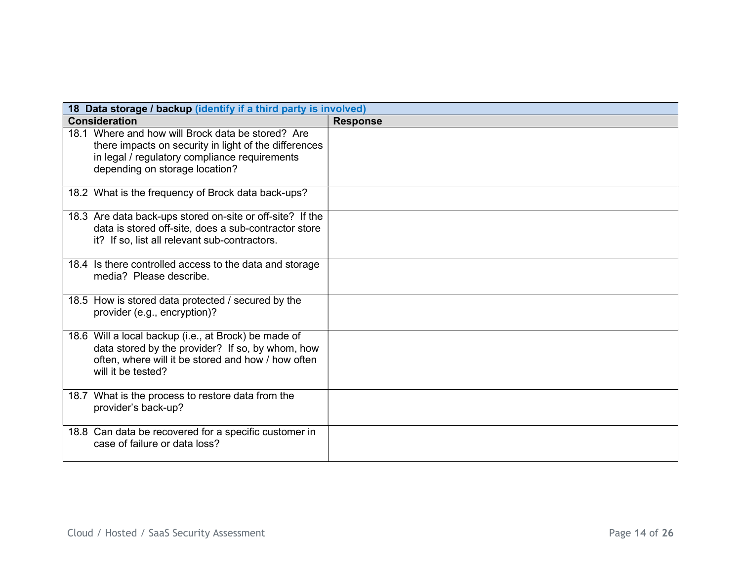| 18 Data storage / backup **(identify if a third party is involved)** | |
|---|---|
| **Consideration** | **Response** |
| 18.1 Where and how will Brock data be stored? Are there impacts on security in light of the differences in legal / regulatory compliance requirements depending on storage location? | |
| 18.2 What is the frequency of Brock data back-ups? | |
| 18.3 Are data back-ups stored on-site or off-site? If the data is stored off-site, does a sub-contractor store it? If so, list all relevant sub-contractors. | |
| 18.4 Is there controlled access to the data and storage media? Please describe. | |
| 18.5 How is stored data protected / secured by the provider (e.g., encryption)? | |
| 18.6 Will a local backup (i.e., at Brock) be made of data stored by the provider? If so, by whom, how often, where will it be stored and how / how often will it be tested? | |
| 18.7 What is the process to restore data from the provider's back-up? | |
| 18.8 Can data be recovered for a specific customer in case of failure or data loss? | |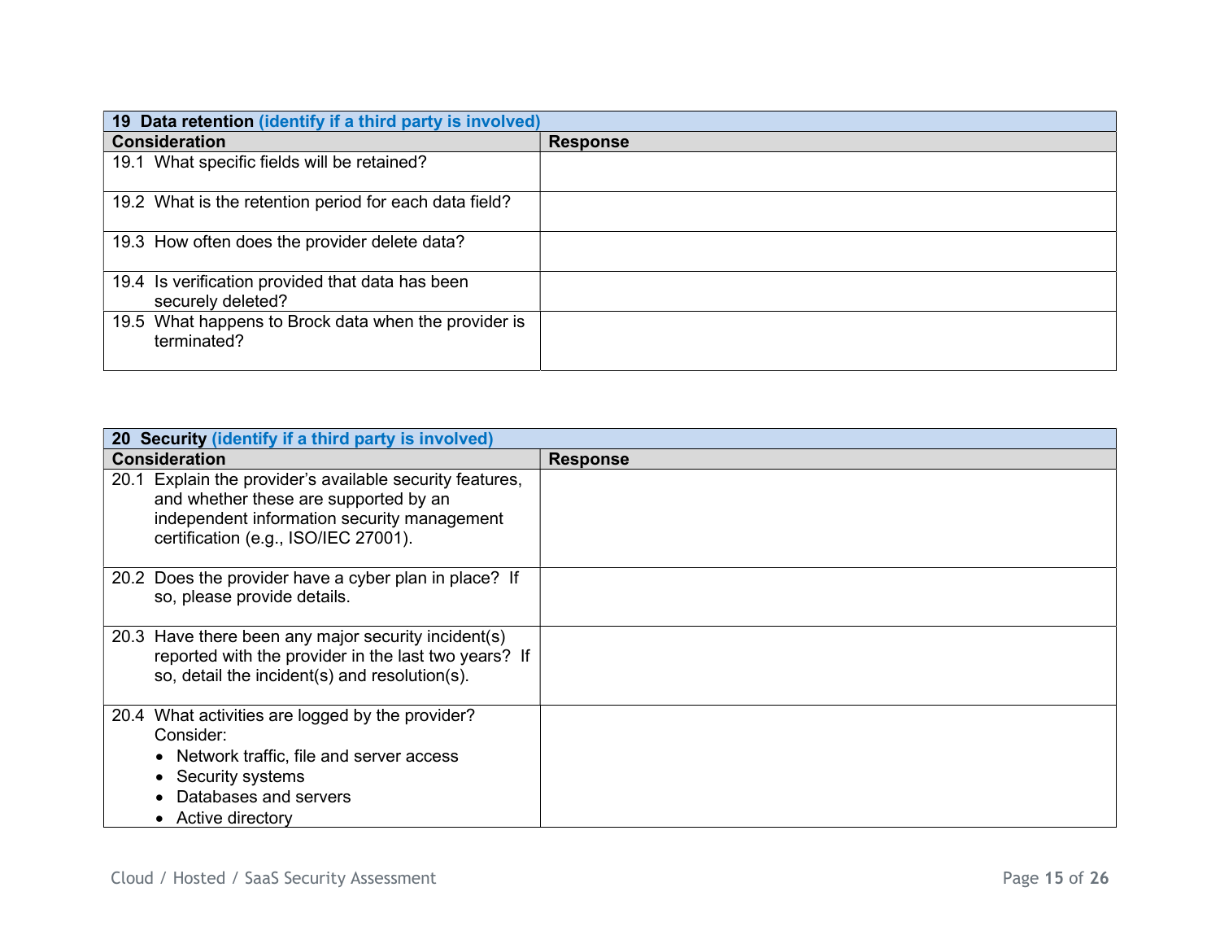| **19 Data retention (identify if a third party is involved)** | |
|---|---|
| **Consideration** | **Response** |
| 19.1 What specific fields will be retained? | |
| 19.2 What is the retention period for each data field? | |
| 19.3 How often does the provider delete data? | |
| 19.4 Is verification provided that data has been securely deleted? | |
| 19.5 What happens to Brock data when the provider is terminated? | |

| **20 Security (identify if a third party is involved)** | |
|---|---|
| **Consideration** | **Response** |
| 20.1 Explain the provider's available security features, and whether these are supported by an independent information security management certification (e.g., ISO/IEC 27001). | |
| 20.2 Does the provider have a cyber plan in place? If so, please provide details. | |
| 20.3 Have there been any major security incident(s) reported with the provider in the last two years? If so, detail the incident(s) and resolution(s). | |
| 20.4 What activities are logged by the provider? Consider: <br>• Network traffic, file and server access <br>• Security systems <br>• Databases and servers <br>• Active directory | |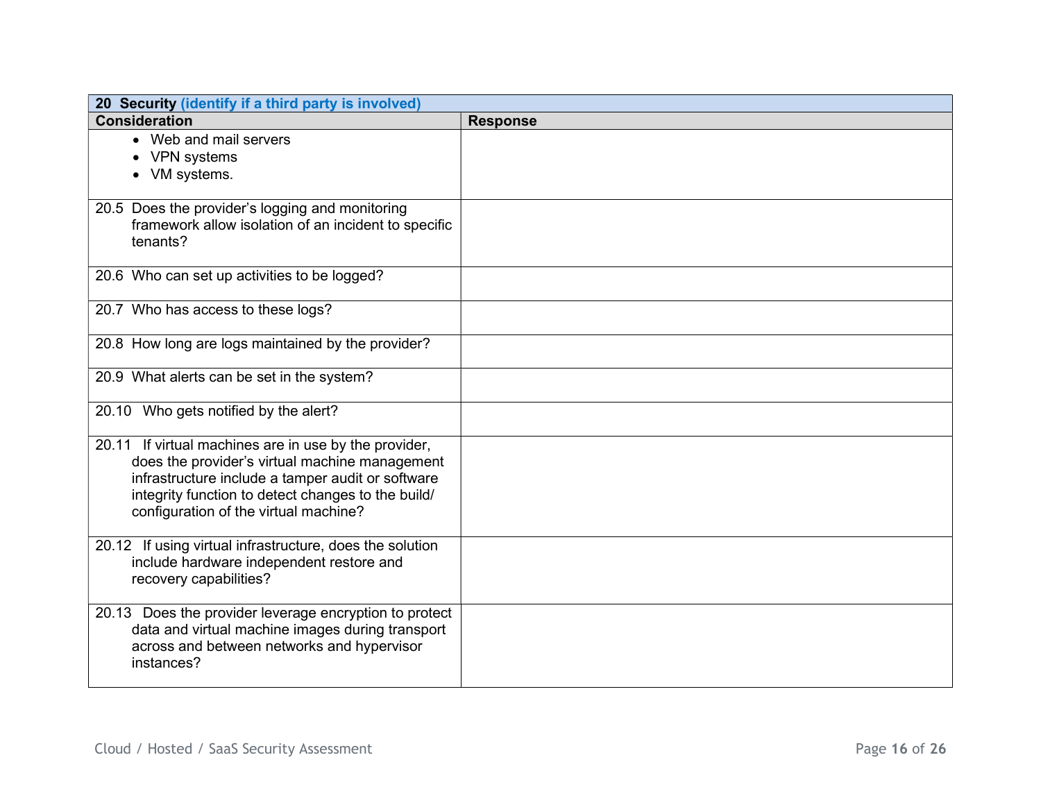| **20 Security** **(identify if a third party is involved)** | |
|---|---|
| **Consideration** | **Response** |
| • Web and mail servers<br>• VPN systems<br>• VM systems. | |
| 20.5 Does the provider's logging and monitoring framework allow isolation of an incident to specific tenants? | |
| 20.6 Who can set up activities to be logged? | |
| 20.7 Who has access to these logs? | |
| 20.8 How long are logs maintained by the provider? | |
| 20.9 What alerts can be set in the system? | |
| 20.10 Who gets notified by the alert? | |
| 20.11 If virtual machines are in use by the provider, does the provider's virtual machine management infrastructure include a tamper audit or software integrity function to detect changes to the build/ configuration of the virtual machine? | |
| 20.12 If using virtual infrastructure, does the solution include hardware independent restore and recovery capabilities? | |
| 20.13 Does the provider leverage encryption to protect data and virtual machine images during transport across and between networks and hypervisor instances? | |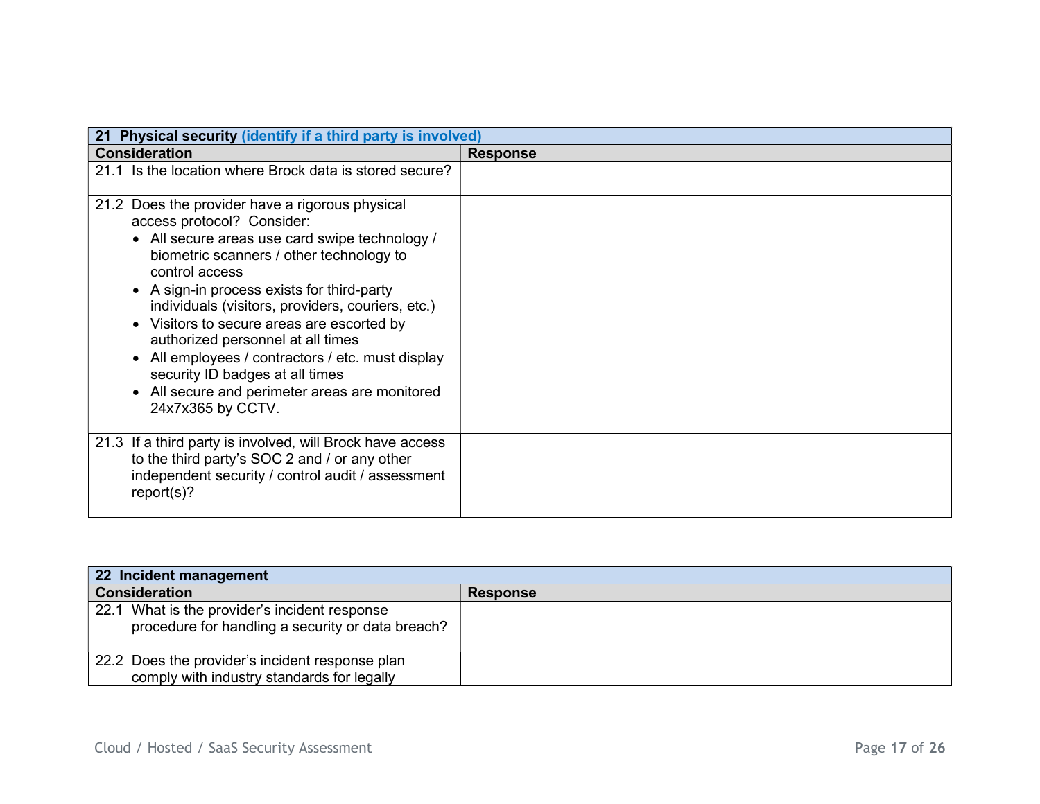| 21 Physical security (identify if a third party is involved) | |
|---|---|
| **Consideration** | **Response** |
| 21.1 Is the location where Brock data is stored secure? | |
| 21.2 Does the provider have a rigorous physical access protocol? Consider:<br>• All secure areas use card swipe technology / biometric scanners / other technology to control access<br>• A sign-in process exists for third-party individuals (visitors, providers, couriers, etc.)<br>• Visitors to secure areas are escorted by authorized personnel at all times<br>• All employees / contractors / etc. must display security ID badges at all times<br>• All secure and perimeter areas are monitored 24x7x365 by CCTV. | |
| 21.3 If a third party is involved, will Brock have access to the third party's SOC 2 and / or any other independent security / control audit / assessment report(s)? | |

| 22 Incident management | |
|---|---|
| **Consideration** | **Response** |
| 22.1 What is the provider's incident response procedure for handling a security or data breach? | |
| 22.2 Does the provider's incident response plan comply with industry standards for legally | |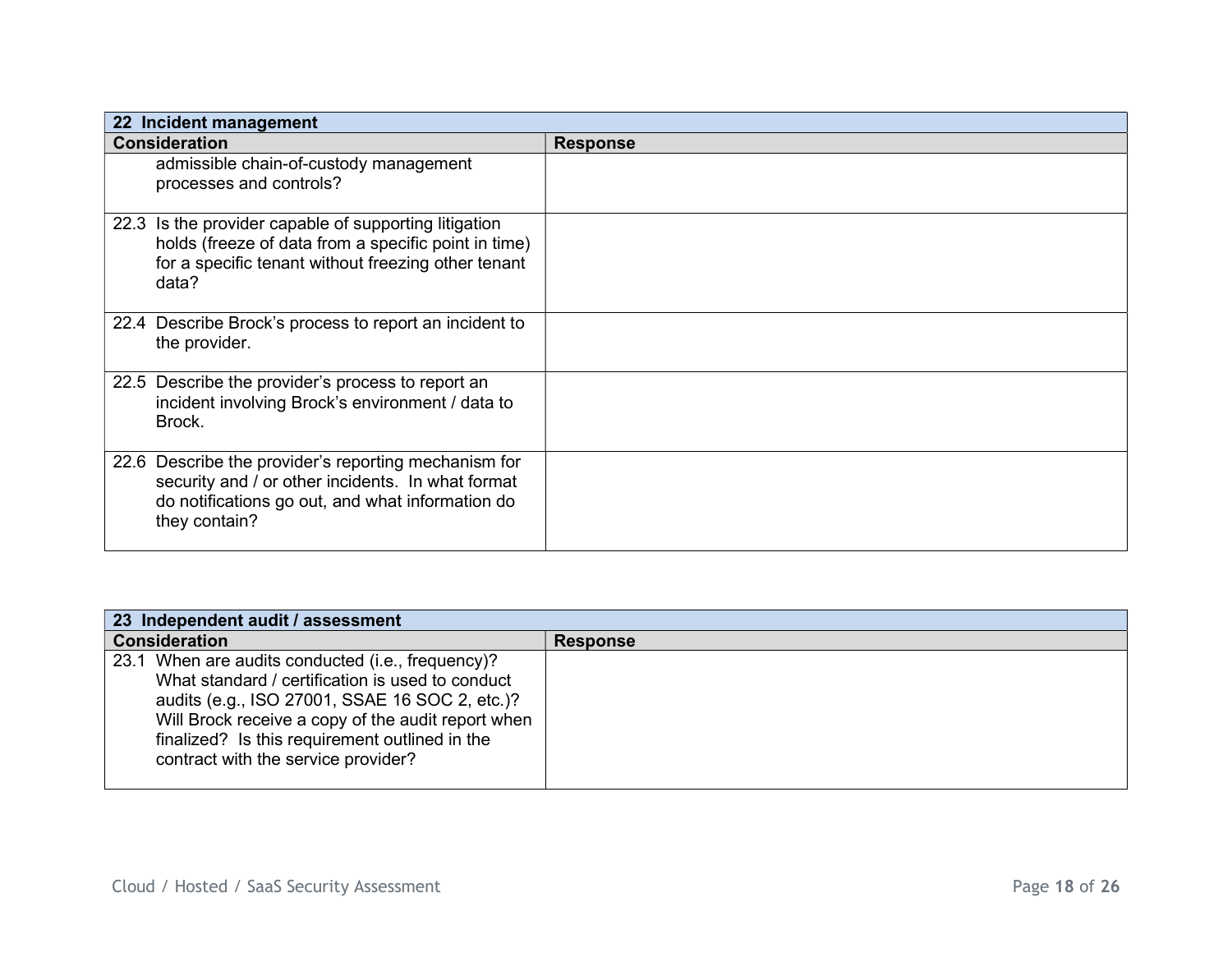| 22 Incident management | |
|---|---|
| **Consideration** | **Response** |
| admissible chain-of-custody management processes and controls? | |
| 22.3 Is the provider capable of supporting litigation holds (freeze of data from a specific point in time) for a specific tenant without freezing other tenant data? | |
| 22.4 Describe Brock's process to report an incident to the provider. | |
| 22.5 Describe the provider's process to report an incident involving Brock's environment / data to Brock. | |
| 22.6 Describe the provider's reporting mechanism for security and / or other incidents. In what format do notifications go out, and what information do they contain? | |

| 23 Independent audit / assessment | |
|---|---|
| **Consideration** | **Response** |
| 23.1 When are audits conducted (i.e., frequency)? What standard / certification is used to conduct audits (e.g., ISO 27001, SSAE 16 SOC 2, etc.)? Will Brock receive a copy of the audit report when finalized? Is this requirement outlined in the contract with the service provider? | |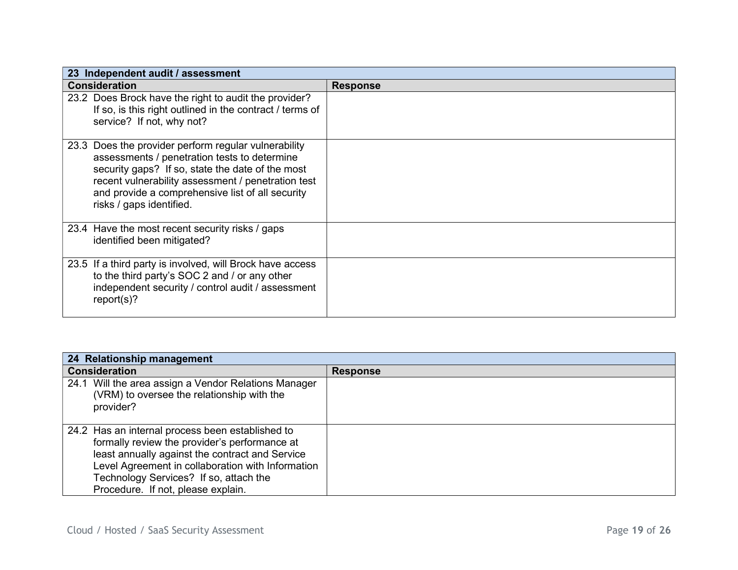| 23 Independent audit / assessment | |
|---|---|
| **Consideration** | **Response** |
| 23.2 Does Brock have the right to audit the provider? If so, is this right outlined in the contract / terms of service? If not, why not? | |
| 23.3 Does the provider perform regular vulnerability assessments / penetration tests to determine security gaps? If so, state the date of the most recent vulnerability assessment / penetration test and provide a comprehensive list of all security risks / gaps identified. | |
| 23.4 Have the most recent security risks / gaps identified been mitigated? | |
| 23.5 If a third party is involved, will Brock have access to the third party's SOC 2 and / or any other independent security / control audit / assessment report(s)? | |

| 24 Relationship management | |
|---|---|
| **Consideration** | **Response** |
| 24.1 Will the area assign a Vendor Relations Manager (VRM) to oversee the relationship with the provider? | |
| 24.2 Has an internal process been established to formally review the provider's performance at least annually against the contract and Service Level Agreement in collaboration with Information Technology Services? If so, attach the Procedure. If not, please explain. | |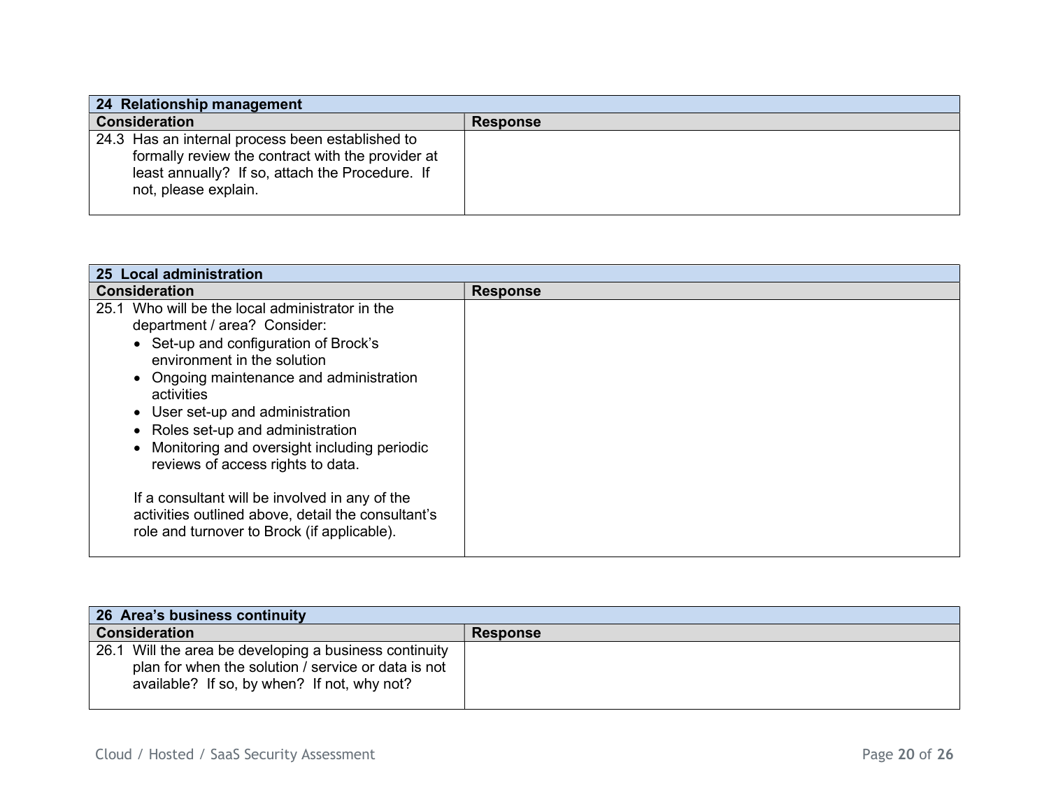| 24 Relationship management | |
|---|---|
| **Consideration** | **Response** |
| 24.3 Has an internal process been established to formally review the contract with the provider at least annually? If so, attach the Procedure. If not, please explain. | |

| 25 Local administration | |
|---|---|
| **Consideration** | **Response** |
| 25.1 Who will be the local administrator in the department / area? Consider:<br>• Set-up and configuration of Brock's environment in the solution<br>• Ongoing maintenance and administration activities<br>• User set-up and administration<br>• Roles set-up and administration<br>• Monitoring and oversight including periodic reviews of access rights to data.<br><br>If a consultant will be involved in any of the activities outlined above, detail the consultant's role and turnover to Brock (if applicable). | |

| 26 Area's business continuity | |
|---|---|
| **Consideration** | **Response** |
| 26.1 Will the area be developing a business continuity plan for when the solution / service or data is not available? If so, by when? If not, why not? | |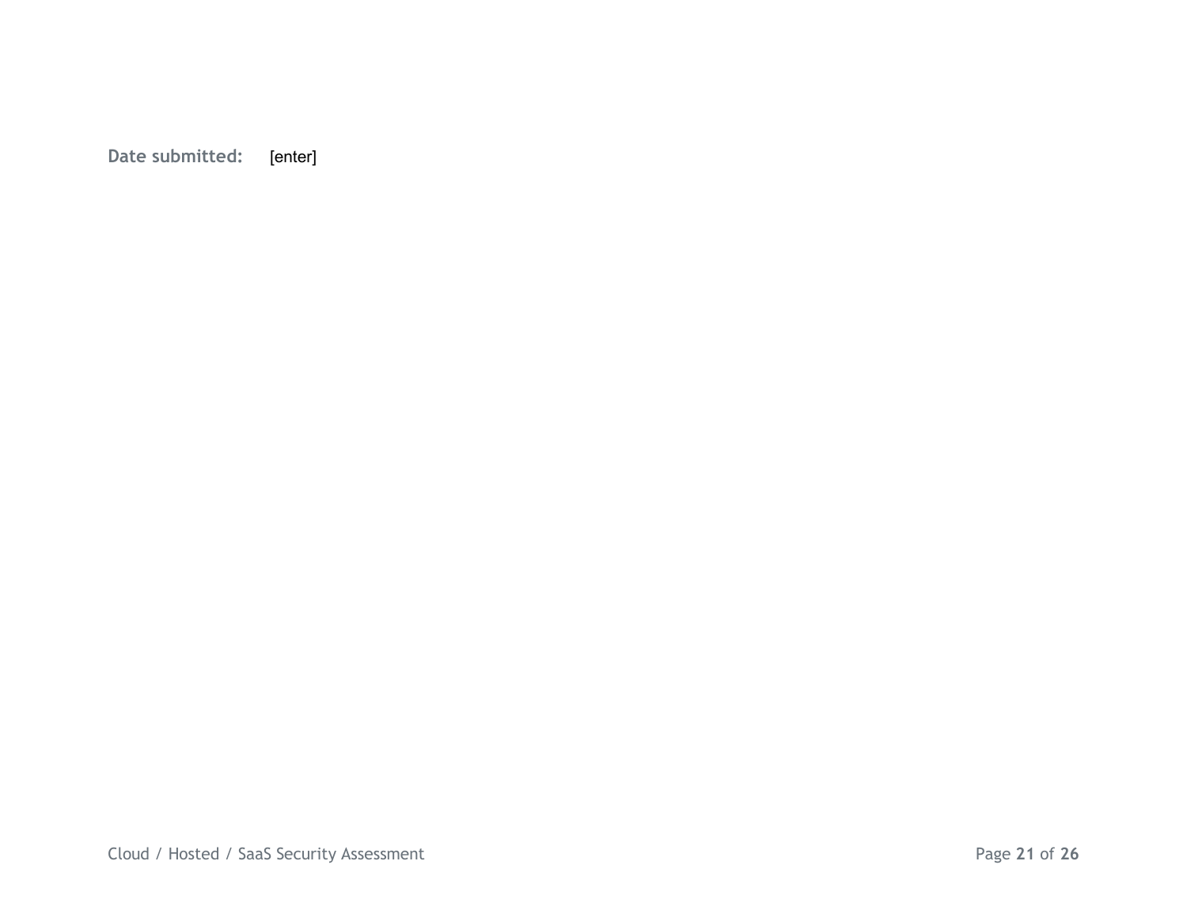**Date submitted:** [enter]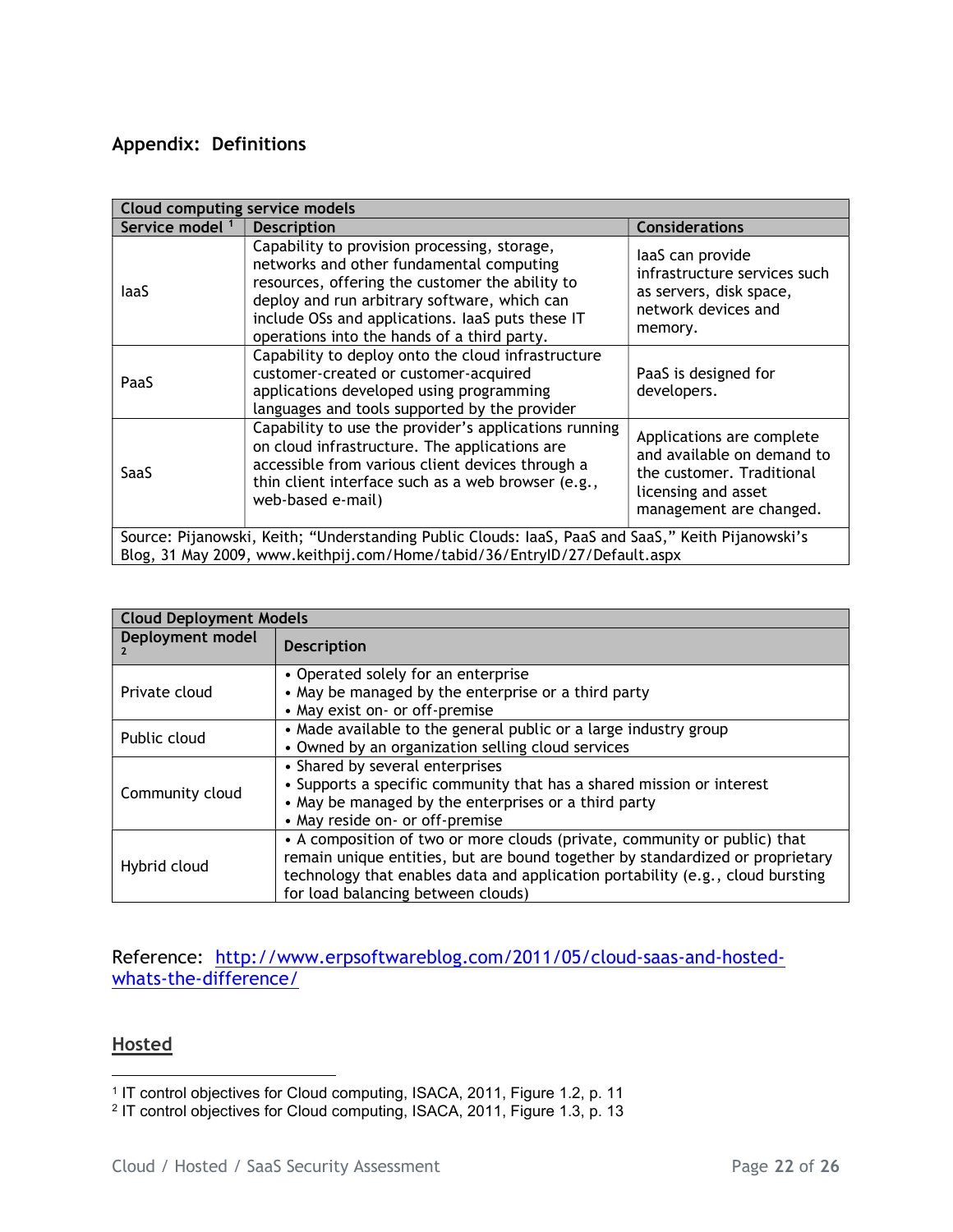## Appendix: Definitions

| Cloud computing service models | | |
|---|---|---|
| **Service model** [1] | **Description** | **Considerations** |
| IaaS | Capability to provision processing, storage, networks and other fundamental computing resources, offering the customer the ability to deploy and run arbitrary software, which can include OSs and applications. IaaS puts these IT operations into the hands of a third party. | IaaS can provide infrastructure services such as servers, disk space, network devices and memory. |
| PaaS | Capability to deploy onto the cloud infrastructure customer-created or customer-acquired applications developed using programming languages and tools supported by the provider | PaaS is designed for developers. |
| SaaS | Capability to use the provider's applications running on cloud infrastructure. The applications are accessible from various client devices through a thin client interface such as a web browser (e.g., web-based e-mail) | Applications are complete and available on demand to the customer. Traditional licensing and asset management are changed. |
| Source: Pijanowski, Keith; "Understanding Public Clouds: IaaS, PaaS and SaaS," Keith Pijanowski's Blog, 31 May 2009, www.keithpij.com/Home/tabid/36/EntryID/27/Default.aspx | | |

| Cloud Deployment Models | |
|---|---|
| **Deployment model** [2] | **Description** |
| Private cloud | • Operated solely for an enterprise<br>• May be managed by the enterprise or a third party<br>• May exist on- or off-premise |
| Public cloud | • Made available to the general public or a large industry group<br>• Owned by an organization selling cloud services |
| Community cloud | • Shared by several enterprises<br>• Supports a specific community that has a shared mission or interest<br>• May be managed by the enterprises or a third party<br>• May reside on- or off-premise |
| Hybrid cloud | • A composition of two or more clouds (private, community or public) that remain unique entities, but are bound together by standardized or proprietary technology that enables data and application portability (e.g., cloud bursting for load balancing between clouds) |

Reference: [http://www.erpsoftwareblog.com/2011/05/cloud-saas-and-hosted-whats-the-difference/](http://www.erpsoftwareblog.com/2011/05/cloud-saas-and-hosted-whats-the-difference/)

### Hosted

[1] IT control objectives for Cloud computing, ISACA, 2011, Figure 1.2, p. 11

[2] IT control objectives for Cloud computing, ISACA, 2011, Figure 1.3, p. 13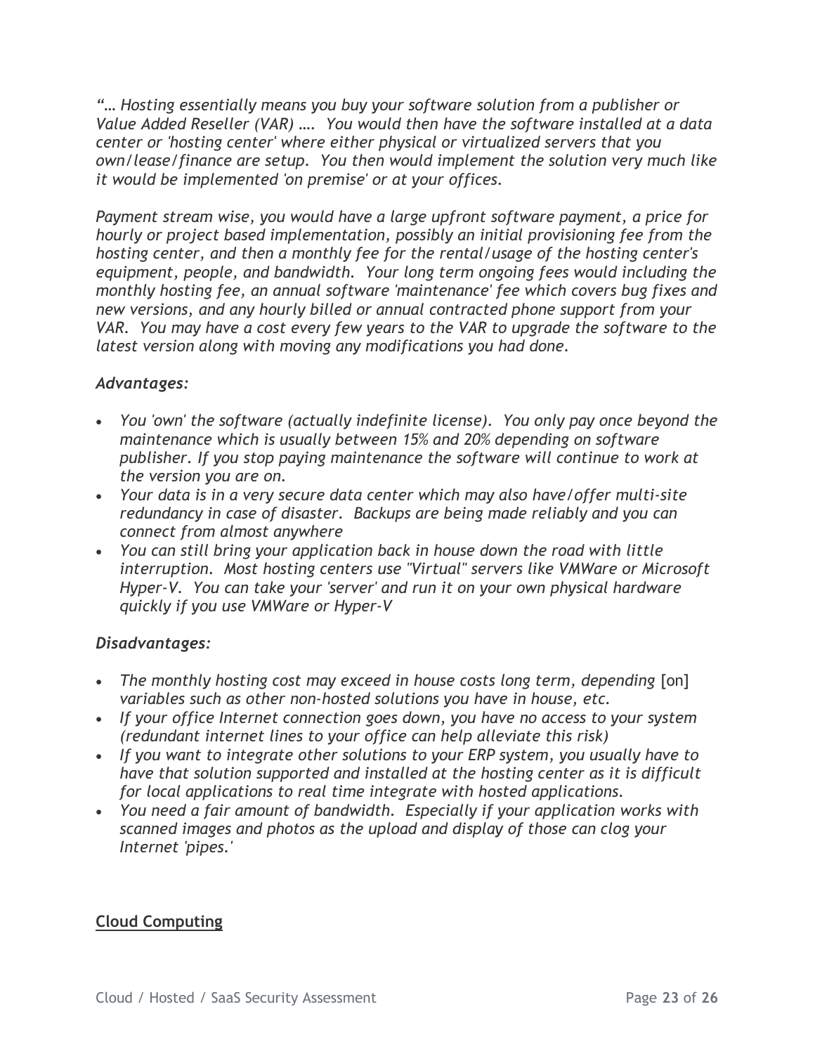*"… Hosting essentially means you buy your software solution from a publisher or Value Added Reseller (VAR) …. You would then have the software installed at a data center or 'hosting center' where either physical or virtualized servers that you own/lease/finance are setup. You then would implement the solution very much like it would be implemented 'on premise' or at your offices.*

*Payment stream wise, you would have a large upfront software payment, a price for hourly or project based implementation, possibly an initial provisioning fee from the hosting center, and then a monthly fee for the rental/usage of the hosting center's equipment, people, and bandwidth. Your long term ongoing fees would including the monthly hosting fee, an annual software 'maintenance' fee which covers bug fixes and new versions, and any hourly billed or annual contracted phone support from your VAR. You may have a cost every few years to the VAR to upgrade the software to the latest version along with moving any modifications you had done.*

*Advantages:*

- *You 'own' the software (actually indefinite license). You only pay once beyond the maintenance which is usually between 15% and 20% depending on software publisher. If you stop paying maintenance the software will continue to work at the version you are on.*
- *Your data is in a very secure data center which may also have/offer multi-site redundancy in case of disaster. Backups are being made reliably and you can connect from almost anywhere*
- *You can still bring your application back in house down the road with little interruption. Most hosting centers use "Virtual" servers like VMWare or Microsoft Hyper-V. You can take your 'server' and run it on your own physical hardware quickly if you use VMWare or Hyper-V*

*Disadvantages:*

- *The monthly hosting cost may exceed in house costs long term, depending* [on] *variables such as other non-hosted solutions you have in house, etc.*
- *If your office Internet connection goes down, you have no access to your system (redundant internet lines to your office can help alleviate this risk)*
- *If you want to integrate other solutions to your ERP system, you usually have to have that solution supported and installed at the hosting center as it is difficult for local applications to real time integrate with hosted applications.*
- *You need a fair amount of bandwidth. Especially if your application works with scanned images and photos as the upload and display of those can clog your Internet 'pipes.'*

**Cloud Computing**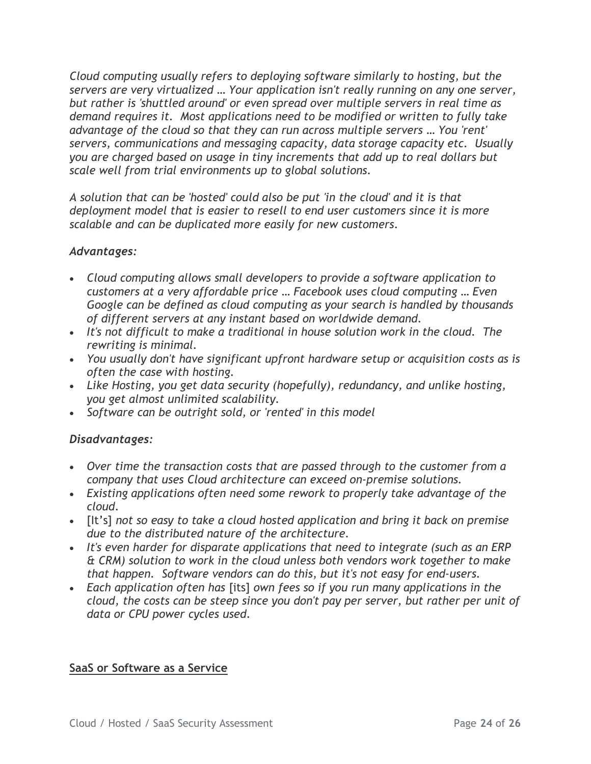*Cloud computing usually refers to deploying software similarly to hosting, but the servers are very virtualized … Your application isn't really running on any one server, but rather is 'shuttled around' or even spread over multiple servers in real time as demand requires it. Most applications need to be modified or written to fully take advantage of the cloud so that they can run across multiple servers … You 'rent' servers, communications and messaging capacity, data storage capacity etc. Usually you are charged based on usage in tiny increments that add up to real dollars but scale well from trial environments up to global solutions.*

*A solution that can be 'hosted' could also be put 'in the cloud' and it is that deployment model that is easier to resell to end user customers since it is more scalable and can be duplicated more easily for new customers.*

*Advantages:*

- *Cloud computing allows small developers to provide a software application to customers at a very affordable price … Facebook uses cloud computing … Even Google can be defined as cloud computing as your search is handled by thousands of different servers at any instant based on worldwide demand.*
- *It's not difficult to make a traditional in house solution work in the cloud. The rewriting is minimal.*
- *You usually don't have significant upfront hardware setup or acquisition costs as is often the case with hosting.*
- *Like Hosting, you get data security (hopefully), redundancy, and unlike hosting, you get almost unlimited scalability.*
- *Software can be outright sold, or 'rented' in this model*

*Disadvantages:*

- *Over time the transaction costs that are passed through to the customer from a company that uses Cloud architecture can exceed on-premise solutions.*
- *Existing applications often need some rework to properly take advantage of the cloud.*
- [It's] *not so easy to take a cloud hosted application and bring it back on premise due to the distributed nature of the architecture.*
- *It's even harder for disparate applications that need to integrate (such as an ERP & CRM) solution to work in the cloud unless both vendors work together to make that happen. Software vendors can do this, but it's not easy for end-users.*
- *Each application often has* [its] *own fees so if you run many applications in the cloud, the costs can be steep since you don't pay per server, but rather per unit of data or CPU power cycles used.*

**SaaS or Software as a Service**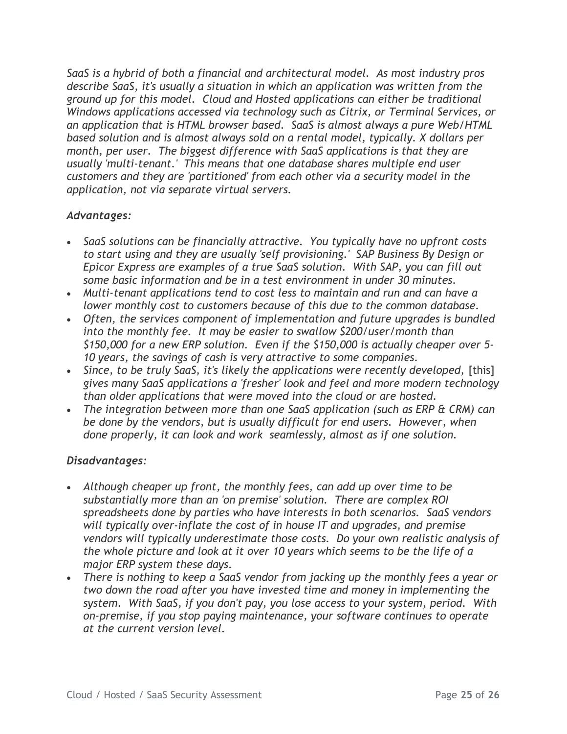*SaaS is a hybrid of both a financial and architectural model. As most industry pros describe SaaS, it's usually a situation in which an application was written from the ground up for this model. Cloud and Hosted applications can either be traditional Windows applications accessed via technology such as Citrix, or Terminal Services, or an application that is HTML browser based. SaaS is almost always a pure Web/HTML based solution and is almost always sold on a rental model, typically. X dollars per month, per user. The biggest difference with SaaS applications is that they are usually 'multi-tenant.' This means that one database shares multiple end user customers and they are 'partitioned' from each other via a security model in the application, not via separate virtual servers.*

*Advantages:*

- *SaaS solutions can be financially attractive. You typically have no upfront costs to start using and they are usually 'self provisioning.' SAP Business By Design or Epicor Express are examples of a true SaaS solution. With SAP, you can fill out some basic information and be in a test environment in under 30 minutes.*
- *Multi-tenant applications tend to cost less to maintain and run and can have a lower monthly cost to customers because of this due to the common database.*
- *Often, the services component of implementation and future upgrades is bundled into the monthly fee. It may be easier to swallow $200/user/month than $150,000 for a new ERP solution. Even if the $150,000 is actually cheaper over 5-10 years, the savings of cash is very attractive to some companies.*
- *Since, to be truly SaaS, it's likely the applications were recently developed,* [this] *gives many SaaS applications a 'fresher' look and feel and more modern technology than older applications that were moved into the cloud or are hosted.*
- *The integration between more than one SaaS application (such as ERP & CRM) can be done by the vendors, but is usually difficult for end users. However, when done properly, it can look and work seamlessly, almost as if one solution.*

*Disadvantages:*

- *Although cheaper up front, the monthly fees, can add up over time to be substantially more than an 'on premise' solution. There are complex ROI spreadsheets done by parties who have interests in both scenarios. SaaS vendors will typically over-inflate the cost of in house IT and upgrades, and premise vendors will typically underestimate those costs. Do your own realistic analysis of the whole picture and look at it over 10 years which seems to be the life of a major ERP system these days.*
- *There is nothing to keep a SaaS vendor from jacking up the monthly fees a year or two down the road after you have invested time and money in implementing the system. With SaaS, if you don't pay, you lose access to your system, period. With on-premise, if you stop paying maintenance, your software continues to operate at the current version level.*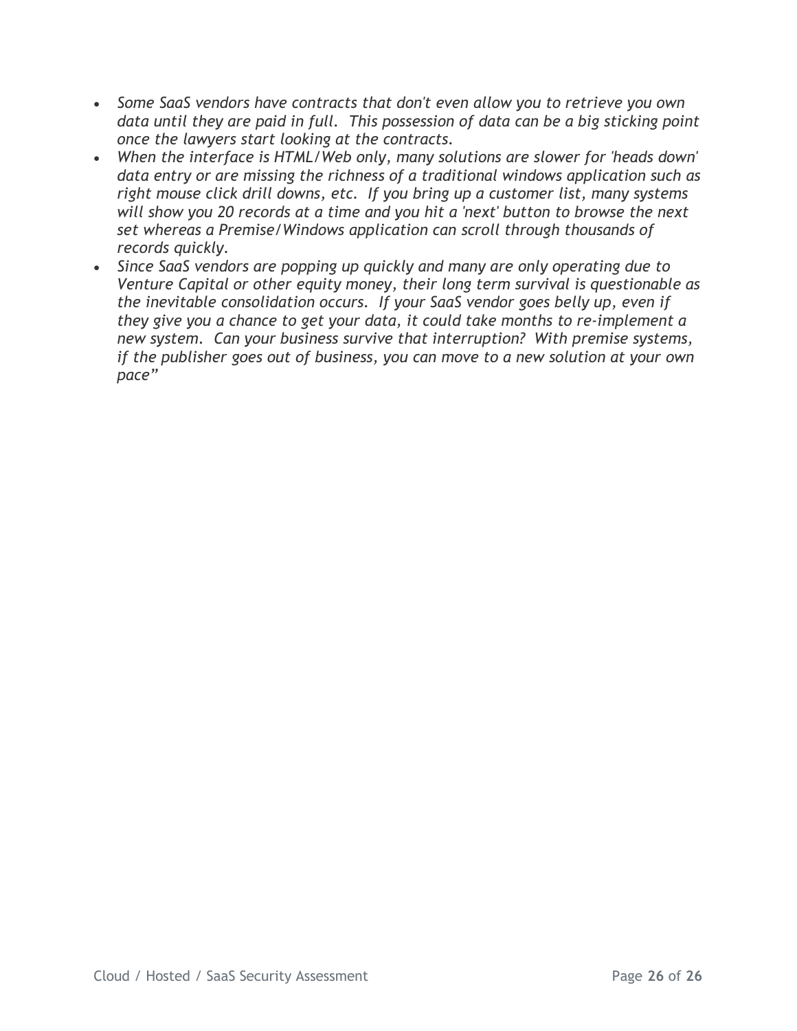- *Some SaaS vendors have contracts that don't even allow you to retrieve you own data until they are paid in full. This possession of data can be a big sticking point once the lawyers start looking at the contracts.*
- *When the interface is HTML/Web only, many solutions are slower for 'heads down' data entry or are missing the richness of a traditional windows application such as right mouse click drill downs, etc. If you bring up a customer list, many systems will show you 20 records at a time and you hit a 'next' button to browse the next set whereas a Premise/Windows application can scroll through thousands of records quickly.*
- *Since SaaS vendors are popping up quickly and many are only operating due to Venture Capital or other equity money, their long term survival is questionable as the inevitable consolidation occurs. If your SaaS vendor goes belly up, even if they give you a chance to get your data, it could take months to re-implement a new system. Can your business survive that interruption? With premise systems, if the publisher goes out of business, you can move to a new solution at your own pace"*